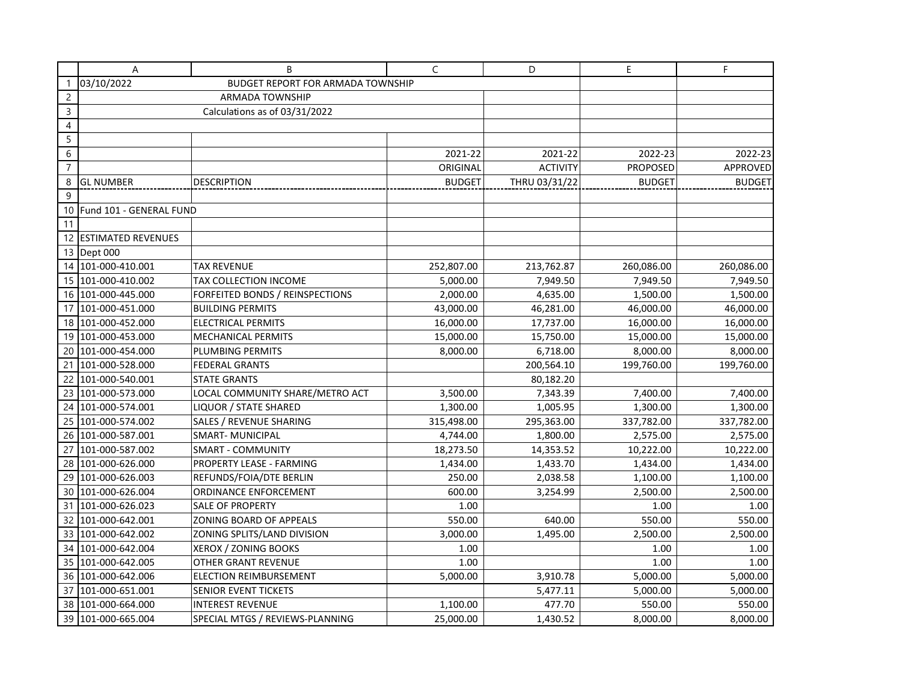| GL NUMBER | DESCRIPTION | 2021-22 ORIGINAL BUDGET | 2021-22 ACTIVITY THRU 03/31/22 | 2022-23 PROPOSED BUDGET | 2022-23 APPROVED BUDGET |
|---|---|---|---|---|---|
| 03/10/2022 | BUDGET REPORT FOR ARMADA TOWNSHIP | | | | |
| | ARMADA TOWNSHIP | | | | |
| | Calculations as of 03/31/2022 | | | | |
| Fund 101 - GENERAL FUND | | | | | |
| ESTIMATED REVENUES | | | | | |
| Dept 000 | | | | | |
| 101-000-410.001 | TAX REVENUE | 252,807.00 | 213,762.87 | 260,086.00 | 260,086.00 |
| 101-000-410.002 | TAX COLLECTION INCOME | 5,000.00 | 7,949.50 | 7,949.50 | 7,949.50 |
| 101-000-445.000 | FORFEITED BONDS / REINSPECTIONS | 2,000.00 | 4,635.00 | 1,500.00 | 1,500.00 |
| 101-000-451.000 | BUILDING PERMITS | 43,000.00 | 46,281.00 | 46,000.00 | 46,000.00 |
| 101-000-452.000 | ELECTRICAL PERMITS | 16,000.00 | 17,737.00 | 16,000.00 | 16,000.00 |
| 101-000-453.000 | MECHANICAL PERMITS | 15,000.00 | 15,750.00 | 15,000.00 | 15,000.00 |
| 101-000-454.000 | PLUMBING PERMITS | 8,000.00 | 6,718.00 | 8,000.00 | 8,000.00 |
| 101-000-528.000 | FEDERAL GRANTS | | 200,564.10 | 199,760.00 | 199,760.00 |
| 101-000-540.001 | STATE GRANTS | | 80,182.20 | | |
| 101-000-573.000 | LOCAL COMMUNITY SHARE/METRO ACT | 3,500.00 | 7,343.39 | 7,400.00 | 7,400.00 |
| 101-000-574.001 | LIQUOR / STATE SHARED | 1,300.00 | 1,005.95 | 1,300.00 | 1,300.00 |
| 101-000-574.002 | SALES / REVENUE SHARING | 315,498.00 | 295,363.00 | 337,782.00 | 337,782.00 |
| 101-000-587.001 | SMART- MUNICIPAL | 4,744.00 | 1,800.00 | 2,575.00 | 2,575.00 |
| 101-000-587.002 | SMART - COMMUNITY | 18,273.50 | 14,353.52 | 10,222.00 | 10,222.00 |
| 101-000-626.000 | PROPERTY LEASE - FARMING | 1,434.00 | 1,433.70 | 1,434.00 | 1,434.00 |
| 101-000-626.003 | REFUNDS/FOIA/DTE BERLIN | 250.00 | 2,038.58 | 1,100.00 | 1,100.00 |
| 101-000-626.004 | ORDINANCE ENFORCEMENT | 600.00 | 3,254.99 | 2,500.00 | 2,500.00 |
| 101-000-626.023 | SALE OF PROPERTY | 1.00 | | 1.00 | 1.00 |
| 101-000-642.001 | ZONING BOARD OF APPEALS | 550.00 | 640.00 | 550.00 | 550.00 |
| 101-000-642.002 | ZONING SPLITS/LAND DIVISION | 3,000.00 | 1,495.00 | 2,500.00 | 2,500.00 |
| 101-000-642.004 | XEROX / ZONING BOOKS | 1.00 | | 1.00 | 1.00 |
| 101-000-642.005 | OTHER GRANT REVENUE | 1.00 | | 1.00 | 1.00 |
| 101-000-642.006 | ELECTION REIMBURSEMENT | 5,000.00 | 3,910.78 | 5,000.00 | 5,000.00 |
| 101-000-651.001 | SENIOR EVENT TICKETS | | 5,477.11 | 5,000.00 | 5,000.00 |
| 101-000-664.000 | INTEREST REVENUE | 1,100.00 | 477.70 | 550.00 | 550.00 |
| 101-000-665.004 | SPECIAL MTGS / REVIEWS-PLANNING | 25,000.00 | 1,430.52 | 8,000.00 | 8,000.00 |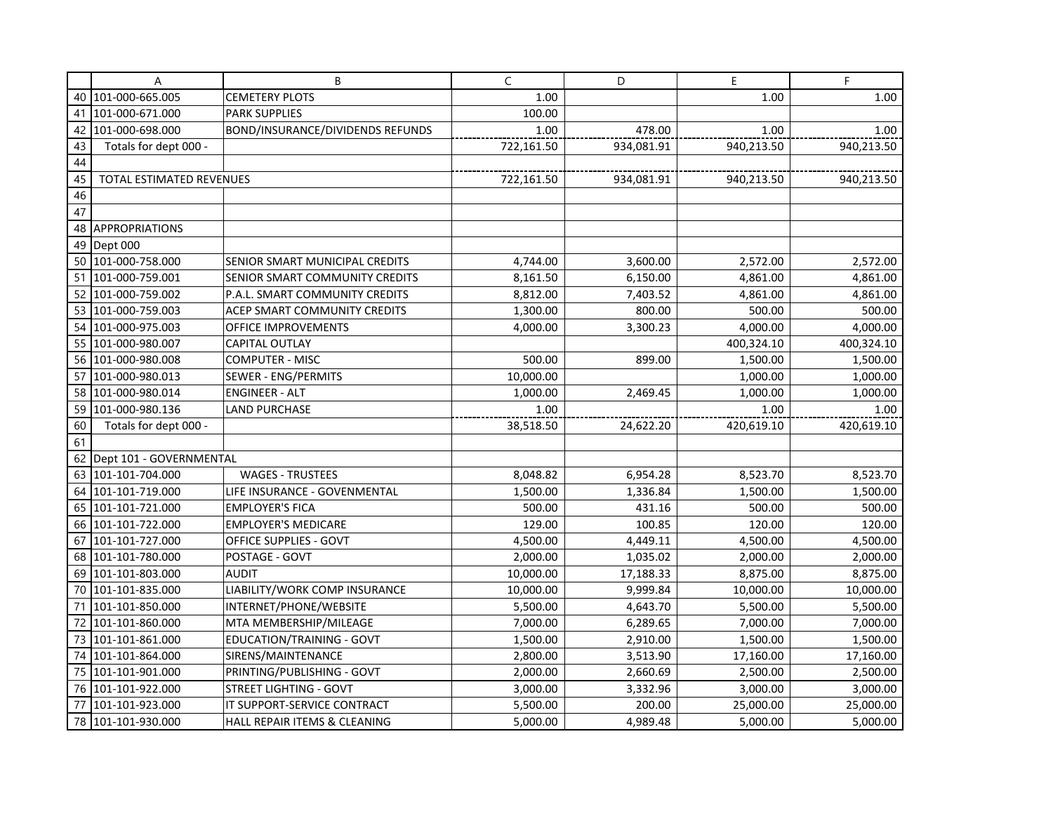| | A | B | C | D | E | F |
|---|---|---|---|---|---|---|
| 40 | 101-000-665.005 | CEMETERY PLOTS | 1.00 | | 1.00 | 1.00 |
| 41 | 101-000-671.000 | PARK SUPPLIES | 100.00 | | | |
| 42 | 101-000-698.000 | BOND/INSURANCE/DIVIDENDS REFUNDS | 1.00 | 478.00 | 1.00 | 1.00 |
| 43 | Totals for dept 000 - | | 722,161.50 | 934,081.91 | 940,213.50 | 940,213.50 |
| 44 | | | | | | |
| 45 | TOTAL ESTIMATED REVENUES | | 722,161.50 | 934,081.91 | 940,213.50 | 940,213.50 |
| 46 | | | | | | |
| 47 | | | | | | |
| 48 | APPROPRIATIONS | | | | | |
| 49 | Dept 000 | | | | | |
| 50 | 101-000-758.000 | SENIOR SMART MUNICIPAL CREDITS | 4,744.00 | 3,600.00 | 2,572.00 | 2,572.00 |
| 51 | 101-000-759.001 | SENIOR SMART COMMUNITY CREDITS | 8,161.50 | 6,150.00 | 4,861.00 | 4,861.00 |
| 52 | 101-000-759.002 | P.A.L. SMART COMMUNITY CREDITS | 8,812.00 | 7,403.52 | 4,861.00 | 4,861.00 |
| 53 | 101-000-759.003 | ACEP SMART COMMUNITY CREDITS | 1,300.00 | 800.00 | 500.00 | 500.00 |
| 54 | 101-000-975.003 | OFFICE IMPROVEMENTS | 4,000.00 | 3,300.23 | 4,000.00 | 4,000.00 |
| 55 | 101-000-980.007 | CAPITAL OUTLAY | | | 400,324.10 | 400,324.10 |
| 56 | 101-000-980.008 | COMPUTER - MISC | 500.00 | 899.00 | 1,500.00 | 1,500.00 |
| 57 | 101-000-980.013 | SEWER - ENG/PERMITS | 10,000.00 | | 1,000.00 | 1,000.00 |
| 58 | 101-000-980.014 | ENGINEER - ALT | 1,000.00 | 2,469.45 | 1,000.00 | 1,000.00 |
| 59 | 101-000-980.136 | LAND PURCHASE | 1.00 | | 1.00 | 1.00 |
| 60 | Totals for dept 000 - | | 38,518.50 | 24,622.20 | 420,619.10 | 420,619.10 |
| 61 | | | | | | |
| 62 | Dept 101 - GOVERNMENTAL | | | | | |
| 63 | 101-101-704.000 | WAGES - TRUSTEES | 8,048.82 | 6,954.28 | 8,523.70 | 8,523.70 |
| 64 | 101-101-719.000 | LIFE INSURANCE - GOVENMENTAL | 1,500.00 | 1,336.84 | 1,500.00 | 1,500.00 |
| 65 | 101-101-721.000 | EMPLOYER'S FICA | 500.00 | 431.16 | 500.00 | 500.00 |
| 66 | 101-101-722.000 | EMPLOYER'S MEDICARE | 129.00 | 100.85 | 120.00 | 120.00 |
| 67 | 101-101-727.000 | OFFICE SUPPLIES - GOVT | 4,500.00 | 4,449.11 | 4,500.00 | 4,500.00 |
| 68 | 101-101-780.000 | POSTAGE - GOVT | 2,000.00 | 1,035.02 | 2,000.00 | 2,000.00 |
| 69 | 101-101-803.000 | AUDIT | 10,000.00 | 17,188.33 | 8,875.00 | 8,875.00 |
| 70 | 101-101-835.000 | LIABILITY/WORK COMP INSURANCE | 10,000.00 | 9,999.84 | 10,000.00 | 10,000.00 |
| 71 | 101-101-850.000 | INTERNET/PHONE/WEBSITE | 5,500.00 | 4,643.70 | 5,500.00 | 5,500.00 |
| 72 | 101-101-860.000 | MTA MEMBERSHIP/MILEAGE | 7,000.00 | 6,289.65 | 7,000.00 | 7,000.00 |
| 73 | 101-101-861.000 | EDUCATION/TRAINING - GOVT | 1,500.00 | 2,910.00 | 1,500.00 | 1,500.00 |
| 74 | 101-101-864.000 | SIRENS/MAINTENANCE | 2,800.00 | 3,513.90 | 17,160.00 | 17,160.00 |
| 75 | 101-101-901.000 | PRINTING/PUBLISHING - GOVT | 2,000.00 | 2,660.69 | 2,500.00 | 2,500.00 |
| 76 | 101-101-922.000 | STREET LIGHTING - GOVT | 3,000.00 | 3,332.96 | 3,000.00 | 3,000.00 |
| 77 | 101-101-923.000 | IT SUPPORT-SERVICE CONTRACT | 5,500.00 | 200.00 | 25,000.00 | 25,000.00 |
| 78 | 101-101-930.000 | HALL REPAIR ITEMS & CLEANING | 5,000.00 | 4,989.48 | 5,000.00 | 5,000.00 |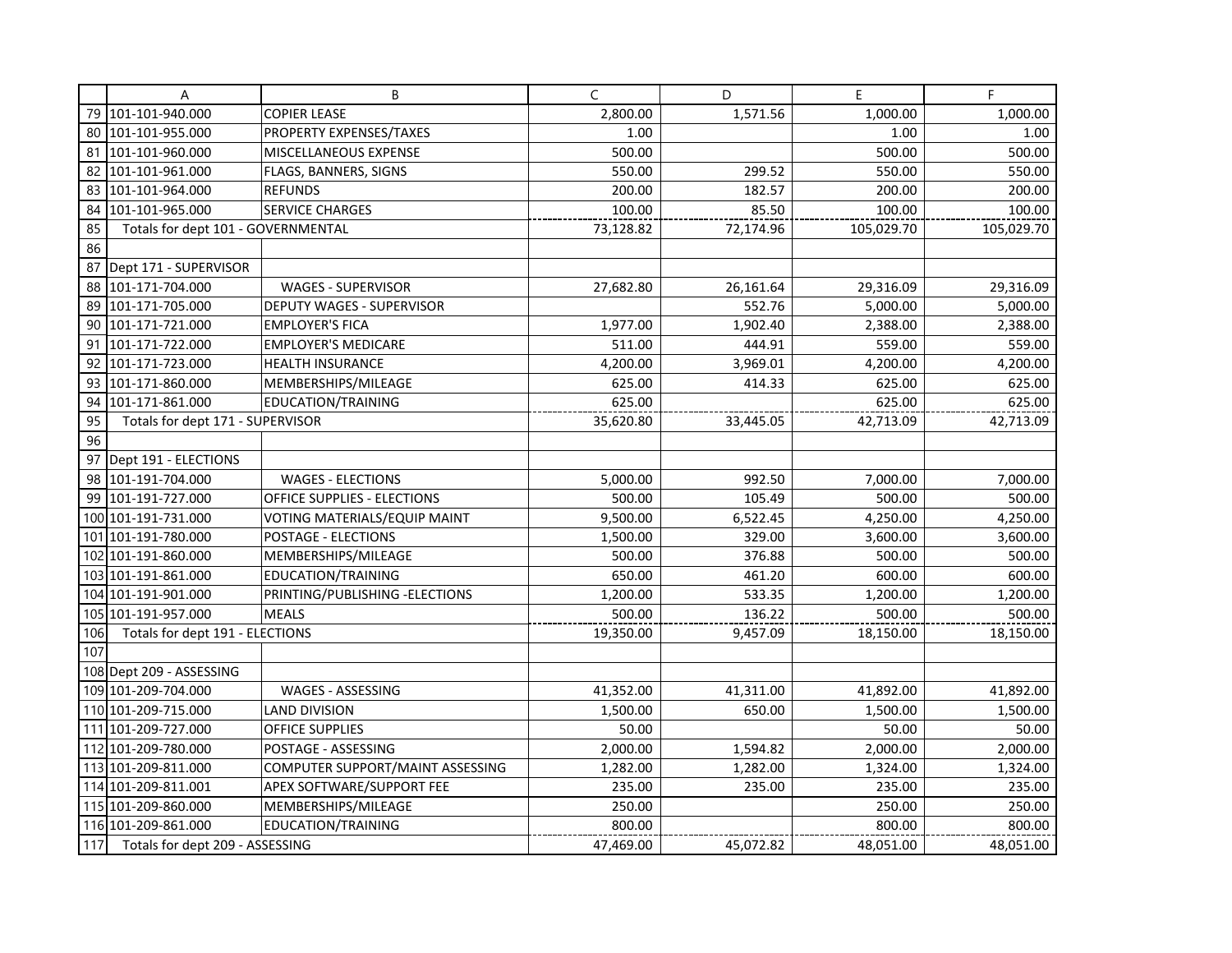| | A | B | C | D | E | F |
|---|---|---|---|---|---|---|
| 79 | 101-101-940.000 | COPIER LEASE | 2,800.00 | 1,571.56 | 1,000.00 | 1,000.00 |
| 80 | 101-101-955.000 | PROPERTY EXPENSES/TAXES | 1.00 | | 1.00 | 1.00 |
| 81 | 101-101-960.000 | MISCELLANEOUS EXPENSE | 500.00 | | 500.00 | 500.00 |
| 82 | 101-101-961.000 | FLAGS, BANNERS, SIGNS | 550.00 | 299.52 | 550.00 | 550.00 |
| 83 | 101-101-964.000 | REFUNDS | 200.00 | 182.57 | 200.00 | 200.00 |
| 84 | 101-101-965.000 | SERVICE CHARGES | 100.00 | 85.50 | 100.00 | 100.00 |
| 85 | Totals for dept 101 - GOVERNMENTAL | | 73,128.82 | 72,174.96 | 105,029.70 | 105,029.70 |
| 86 | | | | | | |
| 87 | Dept 171 - SUPERVISOR | | | | | |
| 88 | 101-171-704.000 | WAGES - SUPERVISOR | 27,682.80 | 26,161.64 | 29,316.09 | 29,316.09 |
| 89 | 101-171-705.000 | DEPUTY WAGES - SUPERVISOR | | 552.76 | 5,000.00 | 5,000.00 |
| 90 | 101-171-721.000 | EMPLOYER'S FICA | 1,977.00 | 1,902.40 | 2,388.00 | 2,388.00 |
| 91 | 101-171-722.000 | EMPLOYER'S MEDICARE | 511.00 | 444.91 | 559.00 | 559.00 |
| 92 | 101-171-723.000 | HEALTH INSURANCE | 4,200.00 | 3,969.01 | 4,200.00 | 4,200.00 |
| 93 | 101-171-860.000 | MEMBERSHIPS/MILEAGE | 625.00 | 414.33 | 625.00 | 625.00 |
| 94 | 101-171-861.000 | EDUCATION/TRAINING | 625.00 | | 625.00 | 625.00 |
| 95 | Totals for dept 171 - SUPERVISOR | | 35,620.80 | 33,445.05 | 42,713.09 | 42,713.09 |
| 96 | | | | | | |
| 97 | Dept 191 - ELECTIONS | | | | | |
| 98 | 101-191-704.000 | WAGES - ELECTIONS | 5,000.00 | 992.50 | 7,000.00 | 7,000.00 |
| 99 | 101-191-727.000 | OFFICE SUPPLIES - ELECTIONS | 500.00 | 105.49 | 500.00 | 500.00 |
| 100 | 101-191-731.000 | VOTING MATERIALS/EQUIP MAINT | 9,500.00 | 6,522.45 | 4,250.00 | 4,250.00 |
| 101 | 101-191-780.000 | POSTAGE - ELECTIONS | 1,500.00 | 329.00 | 3,600.00 | 3,600.00 |
| 102 | 101-191-860.000 | MEMBERSHIPS/MILEAGE | 500.00 | 376.88 | 500.00 | 500.00 |
| 103 | 101-191-861.000 | EDUCATION/TRAINING | 650.00 | 461.20 | 600.00 | 600.00 |
| 104 | 101-191-901.000 | PRINTING/PUBLISHING -ELECTIONS | 1,200.00 | 533.35 | 1,200.00 | 1,200.00 |
| 105 | 101-191-957.000 | MEALS | 500.00 | 136.22 | 500.00 | 500.00 |
| 106 | Totals for dept 191 - ELECTIONS | | 19,350.00 | 9,457.09 | 18,150.00 | 18,150.00 |
| 107 | | | | | | |
| 108 | Dept 209 - ASSESSING | | | | | |
| 109 | 101-209-704.000 | WAGES - ASSESSING | 41,352.00 | 41,311.00 | 41,892.00 | 41,892.00 |
| 110 | 101-209-715.000 | LAND DIVISION | 1,500.00 | 650.00 | 1,500.00 | 1,500.00 |
| 111 | 101-209-727.000 | OFFICE SUPPLIES | 50.00 | | 50.00 | 50.00 |
| 112 | 101-209-780.000 | POSTAGE - ASSESSING | 2,000.00 | 1,594.82 | 2,000.00 | 2,000.00 |
| 113 | 101-209-811.000 | COMPUTER SUPPORT/MAINT ASSESSING | 1,282.00 | 1,282.00 | 1,324.00 | 1,324.00 |
| 114 | 101-209-811.001 | APEX SOFTWARE/SUPPORT FEE | 235.00 | 235.00 | 235.00 | 235.00 |
| 115 | 101-209-860.000 | MEMBERSHIPS/MILEAGE | 250.00 | | 250.00 | 250.00 |
| 116 | 101-209-861.000 | EDUCATION/TRAINING | 800.00 | | 800.00 | 800.00 |
| 117 | Totals for dept 209 - ASSESSING | | 47,469.00 | 45,072.82 | 48,051.00 | 48,051.00 |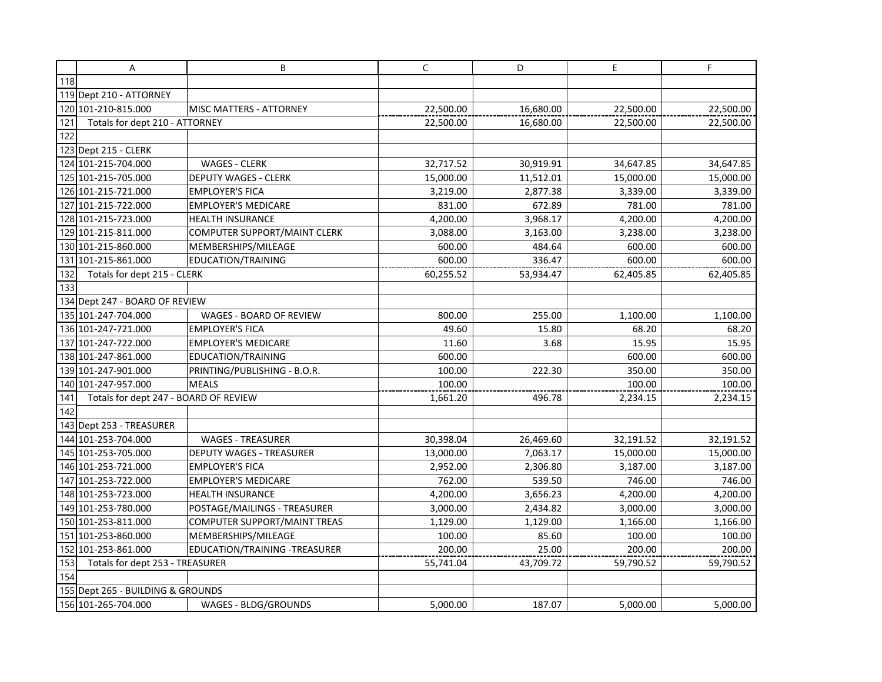| | A | B | C | D | E | F |
|---|---|---|---|---|---|---|
| 118 | | | | | | |
| 119 | Dept 210 - ATTORNEY | | | | | |
| 120 | 101-210-815.000 | MISC MATTERS - ATTORNEY | 22,500.00 | 16,680.00 | 22,500.00 | 22,500.00 |
| 121 | Totals for dept 210 - ATTORNEY | | 22,500.00 | 16,680.00 | 22,500.00 | 22,500.00 |
| 122 | | | | | | |
| 123 | Dept 215 - CLERK | | | | | |
| 124 | 101-215-704.000 | WAGES - CLERK | 32,717.52 | 30,919.91 | 34,647.85 | 34,647.85 |
| 125 | 101-215-705.000 | DEPUTY WAGES - CLERK | 15,000.00 | 11,512.01 | 15,000.00 | 15,000.00 |
| 126 | 101-215-721.000 | EMPLOYER'S FICA | 3,219.00 | 2,877.38 | 3,339.00 | 3,339.00 |
| 127 | 101-215-722.000 | EMPLOYER'S MEDICARE | 831.00 | 672.89 | 781.00 | 781.00 |
| 128 | 101-215-723.000 | HEALTH INSURANCE | 4,200.00 | 3,968.17 | 4,200.00 | 4,200.00 |
| 129 | 101-215-811.000 | COMPUTER SUPPORT/MAINT CLERK | 3,088.00 | 3,163.00 | 3,238.00 | 3,238.00 |
| 130 | 101-215-860.000 | MEMBERSHIPS/MILEAGE | 600.00 | 484.64 | 600.00 | 600.00 |
| 131 | 101-215-861.000 | EDUCATION/TRAINING | 600.00 | 336.47 | 600.00 | 600.00 |
| 132 | Totals for dept 215 - CLERK | | 60,255.52 | 53,934.47 | 62,405.85 | 62,405.85 |
| 133 | | | | | | |
| 134 | Dept 247 - BOARD OF REVIEW | | | | | |
| 135 | 101-247-704.000 | WAGES - BOARD OF REVIEW | 800.00 | 255.00 | 1,100.00 | 1,100.00 |
| 136 | 101-247-721.000 | EMPLOYER'S FICA | 49.60 | 15.80 | 68.20 | 68.20 |
| 137 | 101-247-722.000 | EMPLOYER'S MEDICARE | 11.60 | 3.68 | 15.95 | 15.95 |
| 138 | 101-247-861.000 | EDUCATION/TRAINING | 600.00 | | 600.00 | 600.00 |
| 139 | 101-247-901.000 | PRINTING/PUBLISHING - B.O.R. | 100.00 | 222.30 | 350.00 | 350.00 |
| 140 | 101-247-957.000 | MEALS | 100.00 | | 100.00 | 100.00 |
| 141 | Totals for dept 247 - BOARD OF REVIEW | | 1,661.20 | 496.78 | 2,234.15 | 2,234.15 |
| 142 | | | | | | |
| 143 | Dept 253 - TREASURER | | | | | |
| 144 | 101-253-704.000 | WAGES - TREASURER | 30,398.04 | 26,469.60 | 32,191.52 | 32,191.52 |
| 145 | 101-253-705.000 | DEPUTY WAGES - TREASURER | 13,000.00 | 7,063.17 | 15,000.00 | 15,000.00 |
| 146 | 101-253-721.000 | EMPLOYER'S FICA | 2,952.00 | 2,306.80 | 3,187.00 | 3,187.00 |
| 147 | 101-253-722.000 | EMPLOYER'S MEDICARE | 762.00 | 539.50 | 746.00 | 746.00 |
| 148 | 101-253-723.000 | HEALTH INSURANCE | 4,200.00 | 3,656.23 | 4,200.00 | 4,200.00 |
| 149 | 101-253-780.000 | POSTAGE/MAILINGS - TREASURER | 3,000.00 | 2,434.82 | 3,000.00 | 3,000.00 |
| 150 | 101-253-811.000 | COMPUTER SUPPORT/MAINT TREAS | 1,129.00 | 1,129.00 | 1,166.00 | 1,166.00 |
| 151 | 101-253-860.000 | MEMBERSHIPS/MILEAGE | 100.00 | 85.60 | 100.00 | 100.00 |
| 152 | 101-253-861.000 | EDUCATION/TRAINING -TREASURER | 200.00 | 25.00 | 200.00 | 200.00 |
| 153 | Totals for dept 253 - TREASURER | | 55,741.04 | 43,709.72 | 59,790.52 | 59,790.52 |
| 154 | | | | | | |
| 155 | Dept 265 - BUILDING & GROUNDS | | | | | |
| 156 | 101-265-704.000 | WAGES - BLDG/GROUNDS | 5,000.00 | 187.07 | 5,000.00 | 5,000.00 |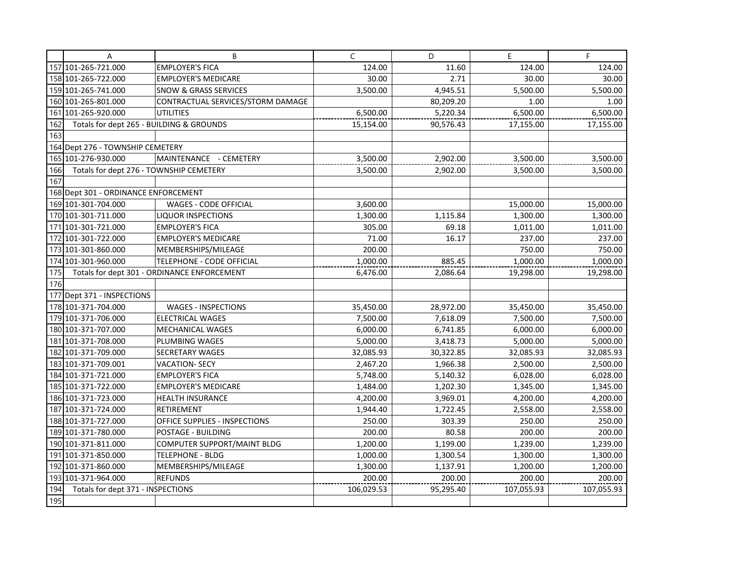| | A | B | C | D | E | F |
|---|---|---|---|---|---|---|
| 157 | 101-265-721.000 | EMPLOYER'S FICA | 124.00 | 11.60 | 124.00 | 124.00 |
| 158 | 101-265-722.000 | EMPLOYER'S MEDICARE | 30.00 | 2.71 | 30.00 | 30.00 |
| 159 | 101-265-741.000 | SNOW & GRASS SERVICES | 3,500.00 | 4,945.51 | 5,500.00 | 5,500.00 |
| 160 | 101-265-801.000 | CONTRACTUAL SERVICES/STORM DAMAGE | | 80,209.20 | 1.00 | 1.00 |
| 161 | 101-265-920.000 | UTILITIES | 6,500.00 | 5,220.34 | 6,500.00 | 6,500.00 |
| 162 | Totals for dept 265 - BUILDING & GROUNDS | | 15,154.00 | 90,576.43 | 17,155.00 | 17,155.00 |
| 163 | | | | | | |
| 164 | Dept 276 - TOWNSHIP CEMETERY | | | | | |
| 165 | 101-276-930.000 | MAINTENANCE - CEMETERY | 3,500.00 | 2,902.00 | 3,500.00 | 3,500.00 |
| 166 | Totals for dept 276 - TOWNSHIP CEMETERY | | 3,500.00 | 2,902.00 | 3,500.00 | 3,500.00 |
| 167 | | | | | | |
| 168 | Dept 301 - ORDINANCE ENFORCEMENT | | | | | |
| 169 | 101-301-704.000 | WAGES - CODE OFFICIAL | 3,600.00 | | 15,000.00 | 15,000.00 |
| 170 | 101-301-711.000 | LIQUOR INSPECTIONS | 1,300.00 | 1,115.84 | 1,300.00 | 1,300.00 |
| 171 | 101-301-721.000 | EMPLOYER'S FICA | 305.00 | 69.18 | 1,011.00 | 1,011.00 |
| 172 | 101-301-722.000 | EMPLOYER'S MEDICARE | 71.00 | 16.17 | 237.00 | 237.00 |
| 173 | 101-301-860.000 | MEMBERSHIPS/MILEAGE | 200.00 | | 750.00 | 750.00 |
| 174 | 101-301-960.000 | TELEPHONE - CODE OFFICIAL | 1,000.00 | 885.45 | 1,000.00 | 1,000.00 |
| 175 | Totals for dept 301 - ORDINANCE ENFORCEMENT | | 6,476.00 | 2,086.64 | 19,298.00 | 19,298.00 |
| 176 | | | | | | |
| 177 | Dept 371 - INSPECTIONS | | | | | |
| 178 | 101-371-704.000 | WAGES - INSPECTIONS | 35,450.00 | 28,972.00 | 35,450.00 | 35,450.00 |
| 179 | 101-371-706.000 | ELECTRICAL WAGES | 7,500.00 | 7,618.09 | 7,500.00 | 7,500.00 |
| 180 | 101-371-707.000 | MECHANICAL WAGES | 6,000.00 | 6,741.85 | 6,000.00 | 6,000.00 |
| 181 | 101-371-708.000 | PLUMBING WAGES | 5,000.00 | 3,418.73 | 5,000.00 | 5,000.00 |
| 182 | 101-371-709.000 | SECRETARY WAGES | 32,085.93 | 30,322.85 | 32,085.93 | 32,085.93 |
| 183 | 101-371-709.001 | VACATION- SECY | 2,467.20 | 1,966.38 | 2,500.00 | 2,500.00 |
| 184 | 101-371-721.000 | EMPLOYER'S FICA | 5,748.00 | 5,140.32 | 6,028.00 | 6,028.00 |
| 185 | 101-371-722.000 | EMPLOYER'S MEDICARE | 1,484.00 | 1,202.30 | 1,345.00 | 1,345.00 |
| 186 | 101-371-723.000 | HEALTH INSURANCE | 4,200.00 | 3,969.01 | 4,200.00 | 4,200.00 |
| 187 | 101-371-724.000 | RETIREMENT | 1,944.40 | 1,722.45 | 2,558.00 | 2,558.00 |
| 188 | 101-371-727.000 | OFFICE SUPPLIES - INSPECTIONS | 250.00 | 303.39 | 250.00 | 250.00 |
| 189 | 101-371-780.000 | POSTAGE - BUILDING | 200.00 | 80.58 | 200.00 | 200.00 |
| 190 | 101-371-811.000 | COMPUTER SUPPORT/MAINT BLDG | 1,200.00 | 1,199.00 | 1,239.00 | 1,239.00 |
| 191 | 101-371-850.000 | TELEPHONE - BLDG | 1,000.00 | 1,300.54 | 1,300.00 | 1,300.00 |
| 192 | 101-371-860.000 | MEMBERSHIPS/MILEAGE | 1,300.00 | 1,137.91 | 1,200.00 | 1,200.00 |
| 193 | 101-371-964.000 | REFUNDS | 200.00 | 200.00 | 200.00 | 200.00 |
| 194 | Totals for dept 371 - INSPECTIONS | | 106,029.53 | 95,295.40 | 107,055.93 | 107,055.93 |
| 195 | | | | | | |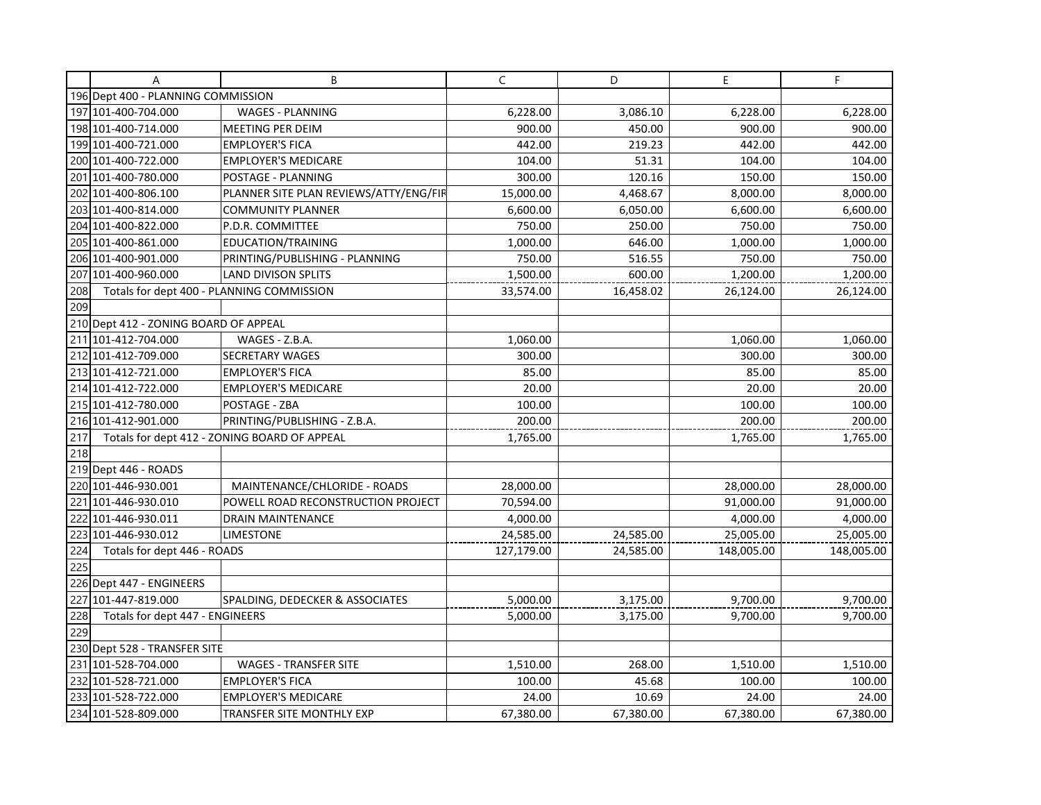| | A | B | C | D | E | F |
|---|---|---|---|---|---|---|
| 196 | Dept 400 - PLANNING COMMISSION | | | | | |
| 197 | 101-400-704.000 | WAGES - PLANNING | 6,228.00 | 3,086.10 | 6,228.00 | 6,228.00 |
| 198 | 101-400-714.000 | MEETING PER DEIM | 900.00 | 450.00 | 900.00 | 900.00 |
| 199 | 101-400-721.000 | EMPLOYER'S FICA | 442.00 | 219.23 | 442.00 | 442.00 |
| 200 | 101-400-722.000 | EMPLOYER'S MEDICARE | 104.00 | 51.31 | 104.00 | 104.00 |
| 201 | 101-400-780.000 | POSTAGE - PLANNING | 300.00 | 120.16 | 150.00 | 150.00 |
| 202 | 101-400-806.100 | PLANNER SITE PLAN REVIEWS/ATTY/ENG/FIR | 15,000.00 | 4,468.67 | 8,000.00 | 8,000.00 |
| 203 | 101-400-814.000 | COMMUNITY PLANNER | 6,600.00 | 6,050.00 | 6,600.00 | 6,600.00 |
| 204 | 101-400-822.000 | P.D.R. COMMITTEE | 750.00 | 250.00 | 750.00 | 750.00 |
| 205 | 101-400-861.000 | EDUCATION/TRAINING | 1,000.00 | 646.00 | 1,000.00 | 1,000.00 |
| 206 | 101-400-901.000 | PRINTING/PUBLISHING - PLANNING | 750.00 | 516.55 | 750.00 | 750.00 |
| 207 | 101-400-960.000 | LAND DIVISON SPLITS | 1,500.00 | 600.00 | 1,200.00 | 1,200.00 |
| 208 | Totals for dept 400 - PLANNING COMMISSION | | 33,574.00 | 16,458.02 | 26,124.00 | 26,124.00 |
| 209 | | | | | | |
| 210 | Dept 412 - ZONING BOARD OF APPEAL | | | | | |
| 211 | 101-412-704.000 | WAGES - Z.B.A. | 1,060.00 | | 1,060.00 | 1,060.00 |
| 212 | 101-412-709.000 | SECRETARY WAGES | 300.00 | | 300.00 | 300.00 |
| 213 | 101-412-721.000 | EMPLOYER'S FICA | 85.00 | | 85.00 | 85.00 |
| 214 | 101-412-722.000 | EMPLOYER'S MEDICARE | 20.00 | | 20.00 | 20.00 |
| 215 | 101-412-780.000 | POSTAGE - ZBA | 100.00 | | 100.00 | 100.00 |
| 216 | 101-412-901.000 | PRINTING/PUBLISHING - Z.B.A. | 200.00 | | 200.00 | 200.00 |
| 217 | Totals for dept 412 - ZONING BOARD OF APPEAL | | 1,765.00 | | 1,765.00 | 1,765.00 |
| 218 | | | | | | |
| 219 | Dept 446 - ROADS | | | | | |
| 220 | 101-446-930.001 | MAINTENANCE/CHLORIDE - ROADS | 28,000.00 | | 28,000.00 | 28,000.00 |
| 221 | 101-446-930.010 | POWELL ROAD RECONSTRUCTION PROJECT | 70,594.00 | | 91,000.00 | 91,000.00 |
| 222 | 101-446-930.011 | DRAIN MAINTENANCE | 4,000.00 | | 4,000.00 | 4,000.00 |
| 223 | 101-446-930.012 | LIMESTONE | 24,585.00 | 24,585.00 | 25,005.00 | 25,005.00 |
| 224 | Totals for dept 446 - ROADS | | 127,179.00 | 24,585.00 | 148,005.00 | 148,005.00 |
| 225 | | | | | | |
| 226 | Dept 447 - ENGINEERS | | | | | |
| 227 | 101-447-819.000 | SPALDING, DEDECKER & ASSOCIATES | 5,000.00 | 3,175.00 | 9,700.00 | 9,700.00 |
| 228 | Totals for dept 447 - ENGINEERS | | 5,000.00 | 3,175.00 | 9,700.00 | 9,700.00 |
| 229 | | | | | | |
| 230 | Dept 528 - TRANSFER SITE | | | | | |
| 231 | 101-528-704.000 | WAGES - TRANSFER SITE | 1,510.00 | 268.00 | 1,510.00 | 1,510.00 |
| 232 | 101-528-721.000 | EMPLOYER'S FICA | 100.00 | 45.68 | 100.00 | 100.00 |
| 233 | 101-528-722.000 | EMPLOYER'S MEDICARE | 24.00 | 10.69 | 24.00 | 24.00 |
| 234 | 101-528-809.000 | TRANSFER SITE MONTHLY EXP | 67,380.00 | 67,380.00 | 67,380.00 | 67,380.00 |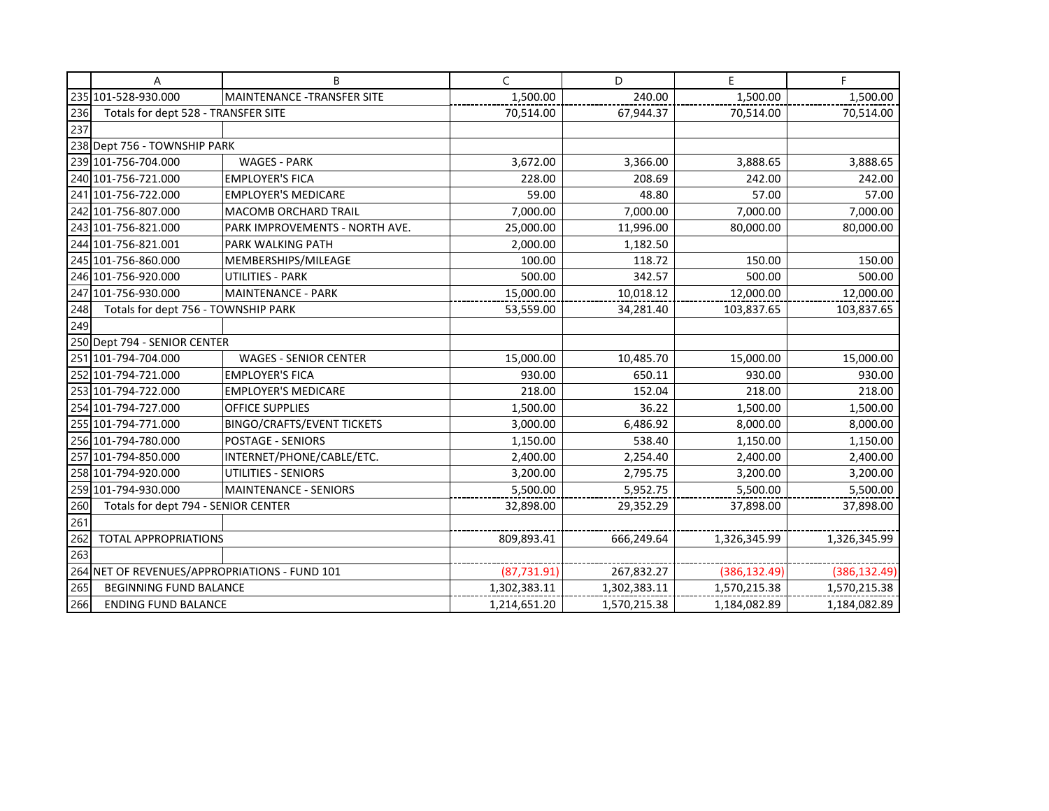| | A | B | C | D | E | F |
|---|---|---|---|---|---|---|
| 235 | 101-528-930.000 | MAINTENANCE -TRANSFER SITE | 1,500.00 | 240.00 | 1,500.00 | 1,500.00 |
| 236 | Totals for dept 528 - TRANSFER SITE | | 70,514.00 | 67,944.37 | 70,514.00 | 70,514.00 |
| 237 | | | | | | |
| 238 | Dept 756 - TOWNSHIP PARK | | | | | |
| 239 | 101-756-704.000 | WAGES - PARK | 3,672.00 | 3,366.00 | 3,888.65 | 3,888.65 |
| 240 | 101-756-721.000 | EMPLOYER'S FICA | 228.00 | 208.69 | 242.00 | 242.00 |
| 241 | 101-756-722.000 | EMPLOYER'S MEDICARE | 59.00 | 48.80 | 57.00 | 57.00 |
| 242 | 101-756-807.000 | MACOMB ORCHARD TRAIL | 7,000.00 | 7,000.00 | 7,000.00 | 7,000.00 |
| 243 | 101-756-821.000 | PARK IMPROVEMENTS - NORTH AVE. | 25,000.00 | 11,996.00 | 80,000.00 | 80,000.00 |
| 244 | 101-756-821.001 | PARK WALKING PATH | 2,000.00 | 1,182.50 | | |
| 245 | 101-756-860.000 | MEMBERSHIPS/MILEAGE | 100.00 | 118.72 | 150.00 | 150.00 |
| 246 | 101-756-920.000 | UTILITIES - PARK | 500.00 | 342.57 | 500.00 | 500.00 |
| 247 | 101-756-930.000 | MAINTENANCE - PARK | 15,000.00 | 10,018.12 | 12,000.00 | 12,000.00 |
| 248 | Totals for dept 756 - TOWNSHIP PARK | | 53,559.00 | 34,281.40 | 103,837.65 | 103,837.65 |
| 249 | | | | | | |
| 250 | Dept 794 - SENIOR CENTER | | | | | |
| 251 | 101-794-704.000 | WAGES - SENIOR CENTER | 15,000.00 | 10,485.70 | 15,000.00 | 15,000.00 |
| 252 | 101-794-721.000 | EMPLOYER'S FICA | 930.00 | 650.11 | 930.00 | 930.00 |
| 253 | 101-794-722.000 | EMPLOYER'S MEDICARE | 218.00 | 152.04 | 218.00 | 218.00 |
| 254 | 101-794-727.000 | OFFICE SUPPLIES | 1,500.00 | 36.22 | 1,500.00 | 1,500.00 |
| 255 | 101-794-771.000 | BINGO/CRAFTS/EVENT TICKETS | 3,000.00 | 6,486.92 | 8,000.00 | 8,000.00 |
| 256 | 101-794-780.000 | POSTAGE - SENIORS | 1,150.00 | 538.40 | 1,150.00 | 1,150.00 |
| 257 | 101-794-850.000 | INTERNET/PHONE/CABLE/ETC. | 2,400.00 | 2,254.40 | 2,400.00 | 2,400.00 |
| 258 | 101-794-920.000 | UTILITIES - SENIORS | 3,200.00 | 2,795.75 | 3,200.00 | 3,200.00 |
| 259 | 101-794-930.000 | MAINTENANCE - SENIORS | 5,500.00 | 5,952.75 | 5,500.00 | 5,500.00 |
| 260 | Totals for dept 794 - SENIOR CENTER | | 32,898.00 | 29,352.29 | 37,898.00 | 37,898.00 |
| 261 | | | | | | |
| 262 | TOTAL APPROPRIATIONS | | 809,893.41 | 666,249.64 | 1,326,345.99 | 1,326,345.99 |
| 263 | | | | | | |
| 264 | NET OF REVENUES/APPROPRIATIONS - FUND 101 | | (87,731.91) | 267,832.27 | (386,132.49) | (386,132.49) |
| 265 | BEGINNING FUND BALANCE | | 1,302,383.11 | 1,302,383.11 | 1,570,215.38 | 1,570,215.38 |
| 266 | ENDING FUND BALANCE | | 1,214,651.20 | 1,570,215.38 | 1,184,082.89 | 1,184,082.89 |